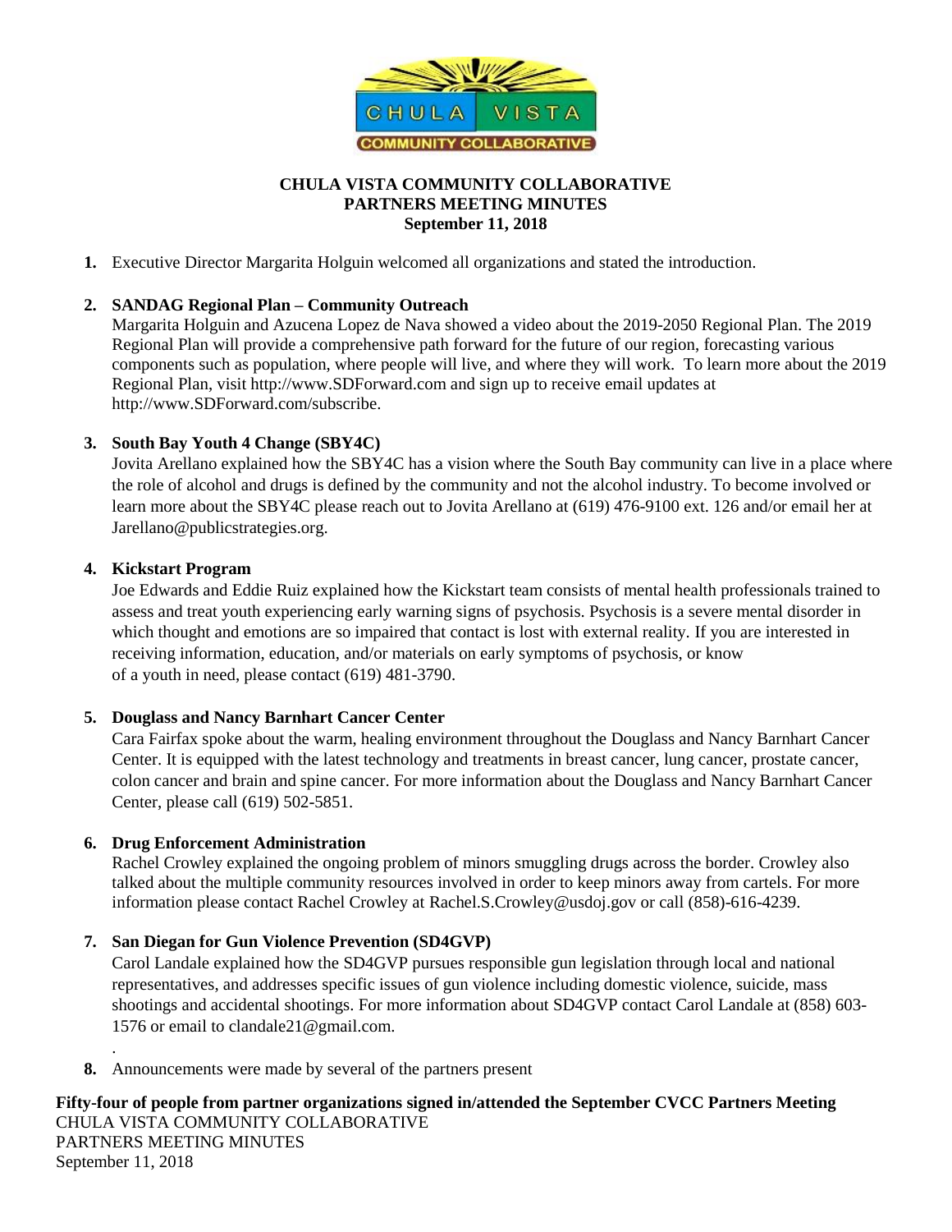CHULA VISTA COMMUNITY COLLABORATIVE

# CHULA VISTA COMMUNITY COLLABORATIVE
## PARTNERS MEETING MINUTES
## September 11, 2018

1. Executive Director Margarita Holguin welcomed all organizations and stated the introduction.

2. **SANDAG Regional Plan – Community Outreach**
   Margarita Holguin and Azucena Lopez de Nava showed a video about the 2019-2050 Regional Plan. The 2019 Regional Plan will provide a comprehensive path forward for the future of our region, forecasting various components such as population, where people will live, and where they will work. To learn more about the 2019 Regional Plan, visit http://www.SDForward.com and sign up to receive email updates at http://www.SDForward.com/subscribe.

3. **South Bay Youth 4 Change (SBY4C)**
   Jovita Arellano explained how the SBY4C has a vision where the South Bay community can live in a place where the role of alcohol and drugs is defined by the community and not the alcohol industry. To become involved or learn more about the SBY4C please reach out to Jovita Arellano at (619) 476-9100 ext. 126 and/or email her at Jarellano@publicstrategies.org.

4. **Kickstart Program**
   Joe Edwards and Eddie Ruiz explained how the Kickstart team consists of mental health professionals trained to assess and treat youth experiencing early warning signs of psychosis. Psychosis is a severe mental disorder in which thought and emotions are so impaired that contact is lost with external reality. If you are interested in receiving information, education, and/or materials on early symptoms of psychosis, or know of a youth in need, please contact (619) 481-3790.

5. **Douglass and Nancy Barnhart Cancer Center**
   Cara Fairfax spoke about the warm, healing environment throughout the Douglass and Nancy Barnhart Cancer Center. It is equipped with the latest technology and treatments in breast cancer, lung cancer, prostate cancer, colon cancer and brain and spine cancer. For more information about the Douglass and Nancy Barnhart Cancer Center, please call (619) 502-5851.

6. **Drug Enforcement Administration**
   Rachel Crowley explained the ongoing problem of minors smuggling drugs across the border. Crowley also talked about the multiple community resources involved in order to keep minors away from cartels. For more information please contact Rachel Crowley at Rachel.S.Crowley@usdoj.gov or call (858)-616-4239.

7. **San Diegan for Gun Violence Prevention (SD4GVP)**
   Carol Landale explained how the SD4GVP pursues responsible gun legislation through local and national representatives, and addresses specific issues of gun violence including domestic violence, suicide, mass shootings and accidental shootings. For more information about SD4GVP contact Carol Landale at (858) 603-1576 or email to clandale21@gmail.com.

8. Announcements were made by several of the partners present

**Fifty-four of people from partner organizations signed in/attended the September CVCC Partners Meeting**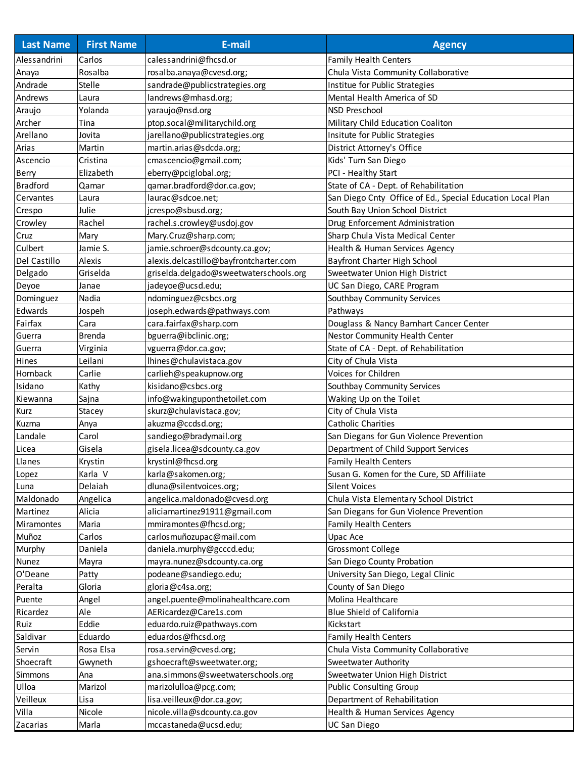| Last Name | First Name | E-mail | Agency |
|---|---|---|---|
| Alessandrini | Carlos | calessandrini@fhcsd.or | Family Health Centers |
| Anaya | Rosalba | rosalba.anaya@cvesd.org; | Chula Vista Community Collaborative |
| Andrade | Stelle | sandrade@publicstrategies.org | Institue for Public Strategies |
| Andrews | Laura | landrews@mhasd.org; | Mental Health America of SD |
| Araujo | Yolanda | yaraujo@nsd.org | NSD Preschool |
| Archer | Tina | ptop.socal@militarychild.org | Military Child Education Coaliton |
| Arellano | Jovita | jarellano@publicstrategies.org | Insitute for Public Strategies |
| Arias | Martin | martin.arias@sdcda.org; | District Attorney's Office |
| Ascencio | Cristina | cmascencio@gmail.com; | Kids' Turn San Diego |
| Berry | Elizabeth | eberry@pciglobal.org; | PCI - Healthy Start |
| Bradford | Qamar | qamar.bradford@dor.ca.gov; | State of CA - Dept. of Rehabilitation |
| Cervantes | Laura | laurac@sdcoe.net; | San Diego Cnty Office of Ed., Special Education Local Plan |
| Crespo | Julie | jcrespo@sbusd.org; | South Bay Union School District |
| Crowley | Rachel | rachel.s.crowley@usdoj.gov | Drug Enforcement Administration |
| Cruz | Mary | Mary.Cruz@sharp.com; | Sharp Chula Vista Medical Center |
| Culbert | Jamie S. | jamie.schroer@sdcounty.ca.gov; | Health & Human Services Agency |
| Del Castillo | Alexis | alexis.delcastillo@bayfrontcharter.com | Bayfront Charter High School |
| Delgado | Griselda | griselda.delgado@sweetwaterschools.org | Sweetwater Union High District |
| Deyoe | Janae | jadeyoe@ucsd.edu; | UC San Diego, CARE Program |
| Dominguez | Nadia | ndominguez@csbcs.org | Southbay Community Services |
| Edwards | Jospeh | joseph.edwards@pathways.com | Pathways |
| Fairfax | Cara | cara.fairfax@sharp.com | Douglass & Nancy Barnhart Cancer Center |
| Guerra | Brenda | bguerra@ibclinic.org; | Nestor Community Health Center |
| Guerra | Virginia | vguerra@dor.ca.gov; | State of CA - Dept. of Rehabilitation |
| Hines | Leilani | lhines@chulavistaca.gov | City of Chula Vista |
| Hornback | Carlie | carlieh@speakupnow.org | Voices for Children |
| Isidano | Kathy | kisidano@csbcs.org | Southbay Community Services |
| Kiewanna | Sajna | info@wakinguponthetoilet.com | Waking Up on the Toilet |
| Kurz | Stacey | skurz@chulavistaca.gov; | City of Chula Vista |
| Kuzma | Anya | akuzma@ccdsd.org; | Catholic Charities |
| Landale | Carol | sandiego@bradymail.org | San Diegans for Gun Violence Prevention |
| Licea | Gisela | gisela.licea@sdcounty.ca.gov | Department of Child Support Services |
| Llanes | Krystin | krystinl@fhcsd.org | Family Health Centers |
| Lopez | Karla V | karla@sakomen.org; | Susan G. Komen for the Cure, SD Affiliiate |
| Luna | Delaiah | dluna@silentvoices.org; | Silent Voices |
| Maldonado | Angelica | angelica.maldonado@cvesd.org | Chula Vista Elementary School District |
| Martinez | Alicia | aliciamartinez91911@gmail.com | San Diegans for Gun Violence Prevention |
| Miramontes | Maria | mmiramontes@fhcsd.org; | Family Health Centers |
| Muñoz | Carlos | carlosmuñozupac@mail.com | Upac Ace |
| Murphy | Daniela | daniela.murphy@gcccd.edu; | Grossmont College |
| Nunez | Mayra | mayra.nunez@sdcounty.ca.org | San Diego County Probation |
| O'Deane | Patty | podeane@sandiego.edu; | University San Diego, Legal Clinic |
| Peralta | Gloria | gloria@c4sa.org; | County of San Diego |
| Puente | Angel | angel.puente@molinahealthcare.com | Molina Healthcare |
| Ricardez | Ale | AERicardez@Care1s.com | Blue Shield of California |
| Ruiz | Eddie | eduardo.ruiz@pathways.com | Kickstart |
| Saldivar | Eduardo | eduardos@fhcsd.org | Family Health Centers |
| Servin | Rosa Elsa | rosa.servin@cvesd.org; | Chula Vista Community Collaborative |
| Shoecraft | Gwyneth | gshoecraft@sweetwater.org; | Sweetwater Authority |
| Simmons | Ana | ana.simmons@sweetwaterschools.org | Sweetwater Union High District |
| Ulloa | Marizol | marizolulloa@pcg.com; | Public Consulting Group |
| Veilleux | Lisa | lisa.veilleux@dor.ca.gov; | Department of Rehabilitation |
| Villa | Nicole | nicole.villa@sdcounty.ca.gov | Health & Human Services Agency |
| Zacarias | Marla | mccastaneda@ucsd.edu; | UC San Diego |